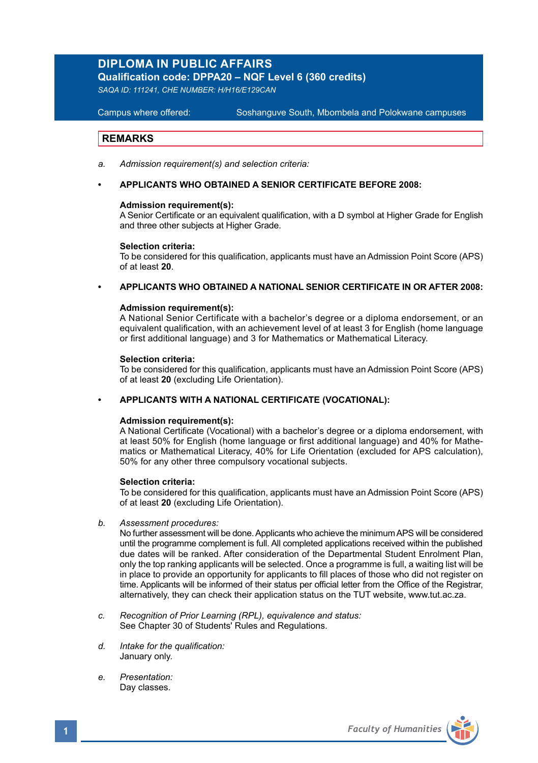# DIPLOMA IN PUBLIC AFFAIRS

**Qualification code: DPPA20 – NQF Level 6 (360 credits)**

*SAQA ID: 111241, CHE NUMBER: H/H16/E129CAN*

Campus where offered: Soshanguve South, Mbombela and Polokwane campuses

## REMARKS

*a. Admission requirement(s) and selection criteria:*

- **APPLICANTS WHO OBTAINED A SENIOR CERTIFICATE BEFORE 2008:**

**Admission requirement(s):**
A Senior Certificate or an equivalent qualification, with a D symbol at Higher Grade for English and three other subjects at Higher Grade.

**Selection criteria:**
To be considered for this qualification, applicants must have an Admission Point Score (APS) of at least **20**.

- **APPLICANTS WHO OBTAINED A NATIONAL SENIOR CERTIFICATE IN OR AFTER 2008:**

**Admission requirement(s):**
A National Senior Certificate with a bachelor's degree or a diploma endorsement, or an equivalent qualification, with an achievement level of at least 3 for English (home language or first additional language) and 3 for Mathematics or Mathematical Literacy.

**Selection criteria:**
To be considered for this qualification, applicants must have an Admission Point Score (APS) of at least **20** (excluding Life Orientation).

- **APPLICANTS WITH A NATIONAL CERTIFICATE (VOCATIONAL):**

**Admission requirement(s):**
A National Certificate (Vocational) with a bachelor's degree or a diploma endorsement, with at least 50% for English (home language or first additional language) and 40% for Mathematics or Mathematical Literacy, 40% for Life Orientation (excluded for APS calculation), 50% for any other three compulsory vocational subjects.

**Selection criteria:**
To be considered for this qualification, applicants must have an Admission Point Score (APS) of at least **20** (excluding Life Orientation).

*b. Assessment procedures:*
No further assessment will be done. Applicants who achieve the minimum APS will be considered until the programme complement is full. All completed applications received within the published due dates will be ranked. After consideration of the Departmental Student Enrolment Plan, only the top ranking applicants will be selected. Once a programme is full, a waiting list will be in place to provide an opportunity for applicants to fill places of those who did not register on time. Applicants will be informed of their status per official letter from the Office of the Registrar, alternatively, they can check their application status on the TUT website, www.tut.ac.za.

*c. Recognition of Prior Learning (RPL), equivalence and status:*
See Chapter 30 of Students' Rules and Regulations.

*d. Intake for the qualification:*
January only.

*e. Presentation:*
Day classes.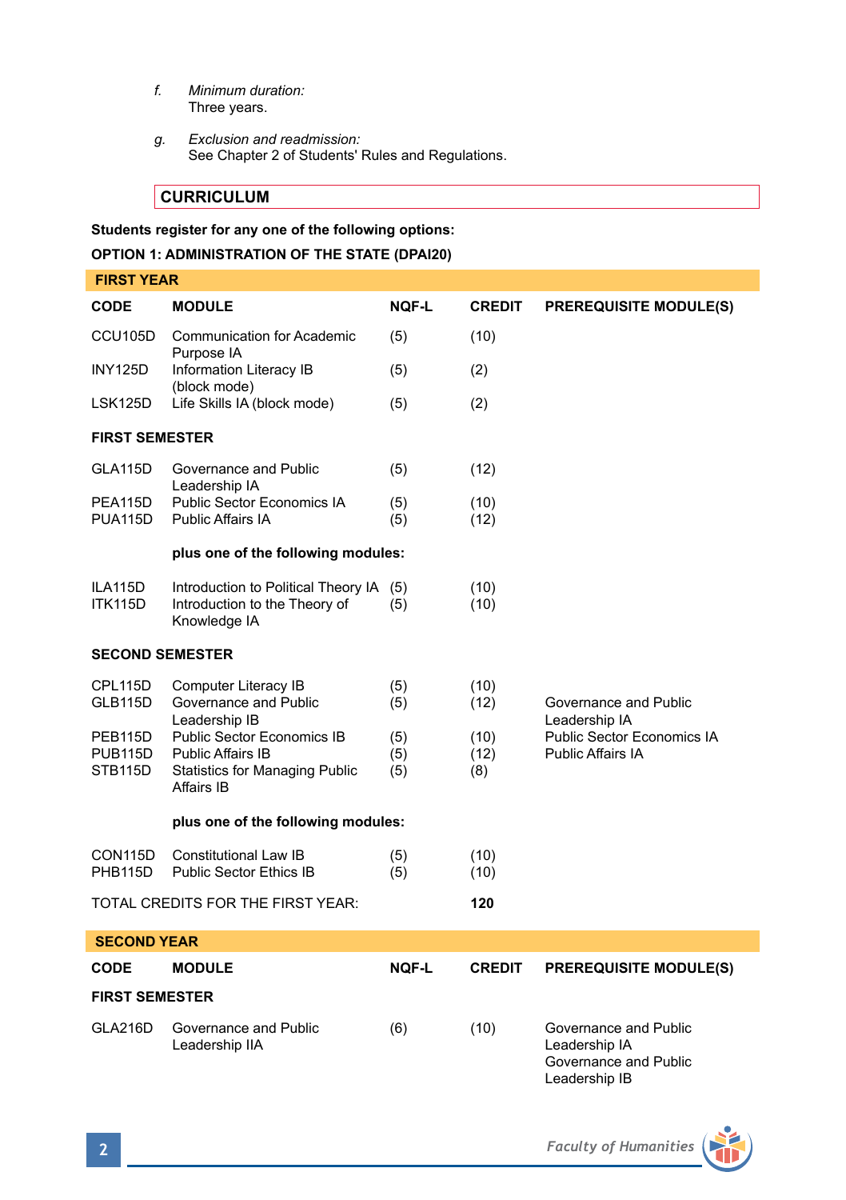f. *Minimum duration:*
   Three years.

g. *Exclusion and readmission:*
   See Chapter 2 of Students' Rules and Regulations.

## CURRICULUM

**Students register for any one of the following options:**

**OPTION 1: ADMINISTRATION OF THE STATE (DPAI20)**

### FIRST YEAR

| CODE | MODULE | NQF-L | CREDIT | PREREQUISITE MODULE(S) |
|---|---|---|---|---|
| CCU105D | Communication for Academic Purpose IA | (5) | (10) | |
| INY125D | Information Literacy IB (block mode) | (5) | (2) | |
| LSK125D | Life Skills IA (block mode) | (5) | (2) | |
| **FIRST SEMESTER** | | | | |
| GLA115D | Governance and Public Leadership IA | (5) | (12) | |
| PEA115D | Public Sector Economics IA | (5) | (10) | |
| PUA115D | Public Affairs IA | (5) | (12) | |
| | **plus one of the following modules:** | | | |
| ILA115D | Introduction to Political Theory IA | (5) | (10) | |
| ITK115D | Introduction to the Theory of Knowledge IA | (5) | (10) | |
| **SECOND SEMESTER** | | | | |
| CPL115D | Computer Literacy IB | (5) | (10) | |
| GLB115D | Governance and Public Leadership IB | (5) | (12) | Governance and Public Leadership IA |
| PEB115D | Public Sector Economics IB | (5) | (10) | Public Sector Economics IA |
| PUB115D | Public Affairs IB | (5) | (12) | Public Affairs IA |
| STB115D | Statistics for Managing Public Affairs IB | (5) | (8) | |
| | **plus one of the following modules:** | | | |
| CON115D | Constitutional Law IB | (5) | (10) | |
| PHB115D | Public Sector Ethics IB | (5) | (10) | |
| TOTAL CREDITS FOR THE FIRST YEAR: | | | **120** | |

### SECOND YEAR

| CODE | MODULE | NQF-L | CREDIT | PREREQUISITE MODULE(S) |
|---|---|---|---|---|
| **FIRST SEMESTER** | | | | |
| GLA216D | Governance and Public Leadership IIA | (6) | (10) | Governance and Public Leadership IA<br>Governance and Public Leadership IB |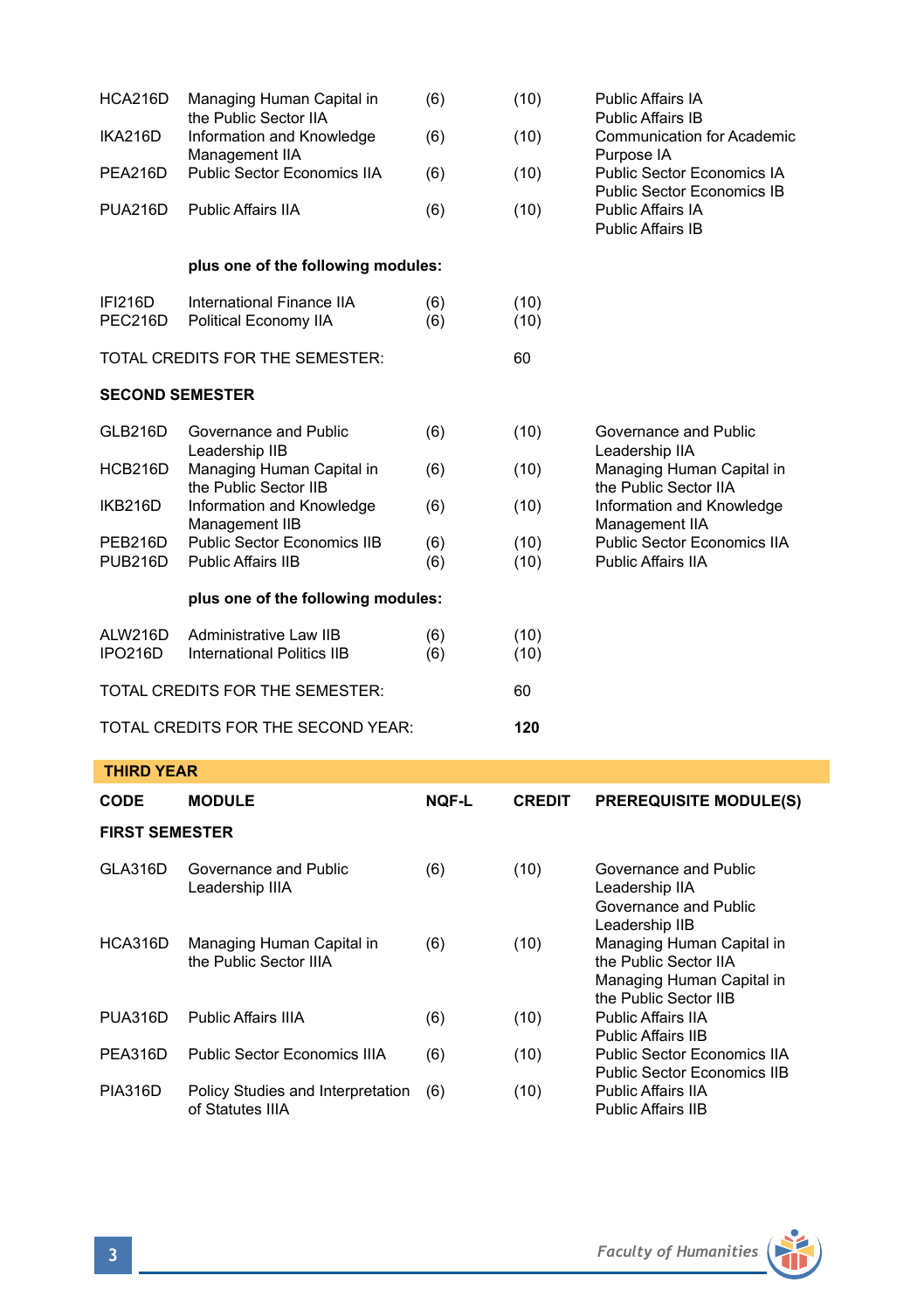| CODE | MODULE | NQF-L | CREDIT | PREREQUISITE MODULE(S) |
|---|---|---|---|---|
| HCA216D | Managing Human Capital in the Public Sector IIA | (6) | (10) | Public Affairs IA<br>Public Affairs IB |
| IKA216D | Information and Knowledge Management IIA | (6) | (10) | Communication for Academic Purpose IA |
| PEA216D | Public Sector Economics IIA | (6) | (10) | Public Sector Economics IA<br>Public Sector Economics IB |
| PUA216D | Public Affairs IIA | (6) | (10) | Public Affairs IA<br>Public Affairs IB |
| | **plus one of the following modules:** | | | |
| IFI216D | International Finance IIA | (6) | (10) | |
| PEC216D | Political Economy IIA | (6) | (10) | |
| TOTAL CREDITS FOR THE SEMESTER: | | | 60 | |
| **SECOND SEMESTER** | | | | |
| GLB216D | Governance and Public Leadership IIB | (6) | (10) | Governance and Public Leadership IIA |
| HCB216D | Managing Human Capital in the Public Sector IIB | (6) | (10) | Managing Human Capital in the Public Sector IIA |
| IKB216D | Information and Knowledge Management IIB | (6) | (10) | Information and Knowledge Management IIA |
| PEB216D | Public Sector Economics IIB | (6) | (10) | Public Sector Economics IIA |
| PUB216D | Public Affairs IIB | (6) | (10) | Public Affairs IIA |
| | **plus one of the following modules:** | | | |
| ALW216D | Administrative Law IIB | (6) | (10) | |
| IPO216D | International Politics IIB | (6) | (10) | |
| TOTAL CREDITS FOR THE SEMESTER: | | | 60 | |
| TOTAL CREDITS FOR THE SECOND YEAR: | | | **120** | |

## THIRD YEAR

| CODE | MODULE | NQF-L | CREDIT | PREREQUISITE MODULE(S) |
|---|---|---|---|---|
| **FIRST SEMESTER** | | | | |
| GLA316D | Governance and Public Leadership IIIA | (6) | (10) | Governance and Public Leadership IIA<br>Governance and Public Leadership IIB |
| HCA316D | Managing Human Capital in the Public Sector IIIA | (6) | (10) | Managing Human Capital in the Public Sector IIA<br>Managing Human Capital in the Public Sector IIB |
| PUA316D | Public Affairs IIIA | (6) | (10) | Public Affairs IIA<br>Public Affairs IIB |
| PEA316D | Public Sector Economics IIIA | (6) | (10) | Public Sector Economics IIA<br>Public Sector Economics IIB |
| PIA316D | Policy Studies and Interpretation of Statutes IIIA | (6) | (10) | Public Affairs IIA<br>Public Affairs IIB |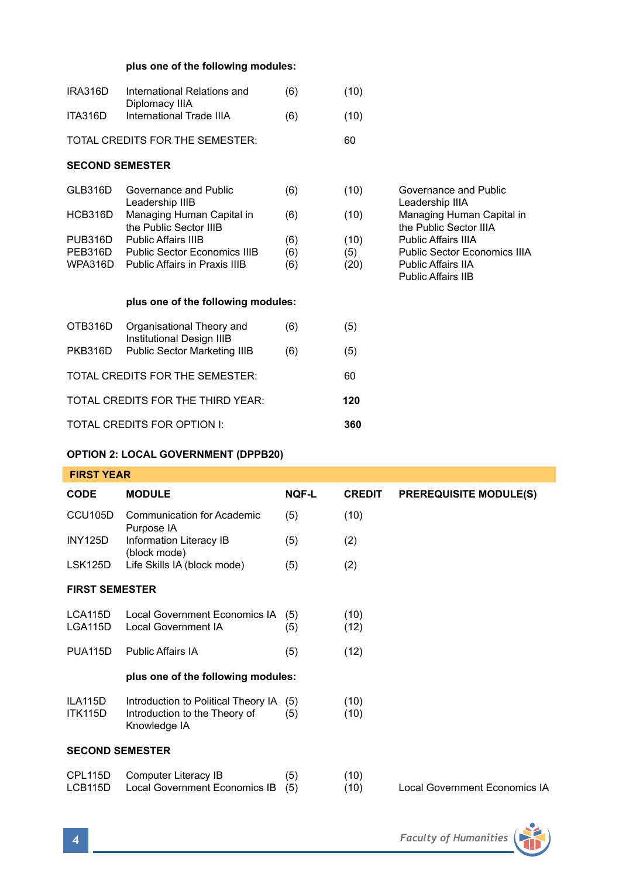**plus one of the following modules:**

| | | | | |
|---|---|---|---|---|
| IRA316D | International Relations and Diplomacy IIIA | (6) | (10) | |
| ITA316D | International Trade IIIA | (6) | (10) | |

TOTAL CREDITS FOR THE SEMESTER: 60

**SECOND SEMESTER**

| | | | | |
|---|---|---|---|---|
| GLB316D | Governance and Public Leadership IIIB | (6) | (10) | Governance and Public Leadership IIIA |
| HCB316D | Managing Human Capital in the Public Sector IIIB | (6) | (10) | Managing Human Capital in the Public Sector IIIA |
| PUB316D | Public Affairs IIIB | (6) | (10) | Public Affairs IIIA |
| PEB316D | Public Sector Economics IIIB | (6) | (5) | Public Sector Economics IIIA |
| WPA316D | Public Affairs in Praxis IIIB | (6) | (20) | Public Affairs IIA<br>Public Affairs IIB |

**plus one of the following modules:**

| | | | | |
|---|---|---|---|---|
| OTB316D | Organisational Theory and Institutional Design IIIB | (6) | (5) | |
| PKB316D | Public Sector Marketing IIIB | (6) | (5) | |

TOTAL CREDITS FOR THE SEMESTER: 60

TOTAL CREDITS FOR THE THIRD YEAR: **120**

TOTAL CREDITS FOR OPTION I: **360**

**OPTION 2: LOCAL GOVERNMENT (DPPB20)**

**FIRST YEAR**

| CODE | MODULE | NQF-L | CREDIT | PREREQUISITE MODULE(S) |
|---|---|---|---|---|
| CCU105D | Communication for Academic Purpose IA | (5) | (10) | |
| INY125D | Information Literacy IB (block mode) | (5) | (2) | |
| LSK125D | Life Skills IA (block mode) | (5) | (2) | |
| **FIRST SEMESTER** | | | | |
| LCA115D | Local Government Economics IA | (5) | (10) | |
| LGA115D | Local Government IA | (5) | (12) | |
| PUA115D | Public Affairs IA | (5) | (12) | |
| | **plus one of the following modules:** | | | |
| ILA115D | Introduction to Political Theory IA | (5) | (10) | |
| ITK115D | Introduction to the Theory of Knowledge IA | (5) | (10) | |
| **SECOND SEMESTER** | | | | |
| CPL115D | Computer Literacy IB | (5) | (10) | |
| LCB115D | Local Government Economics IB | (5) | (10) | Local Government Economics IA |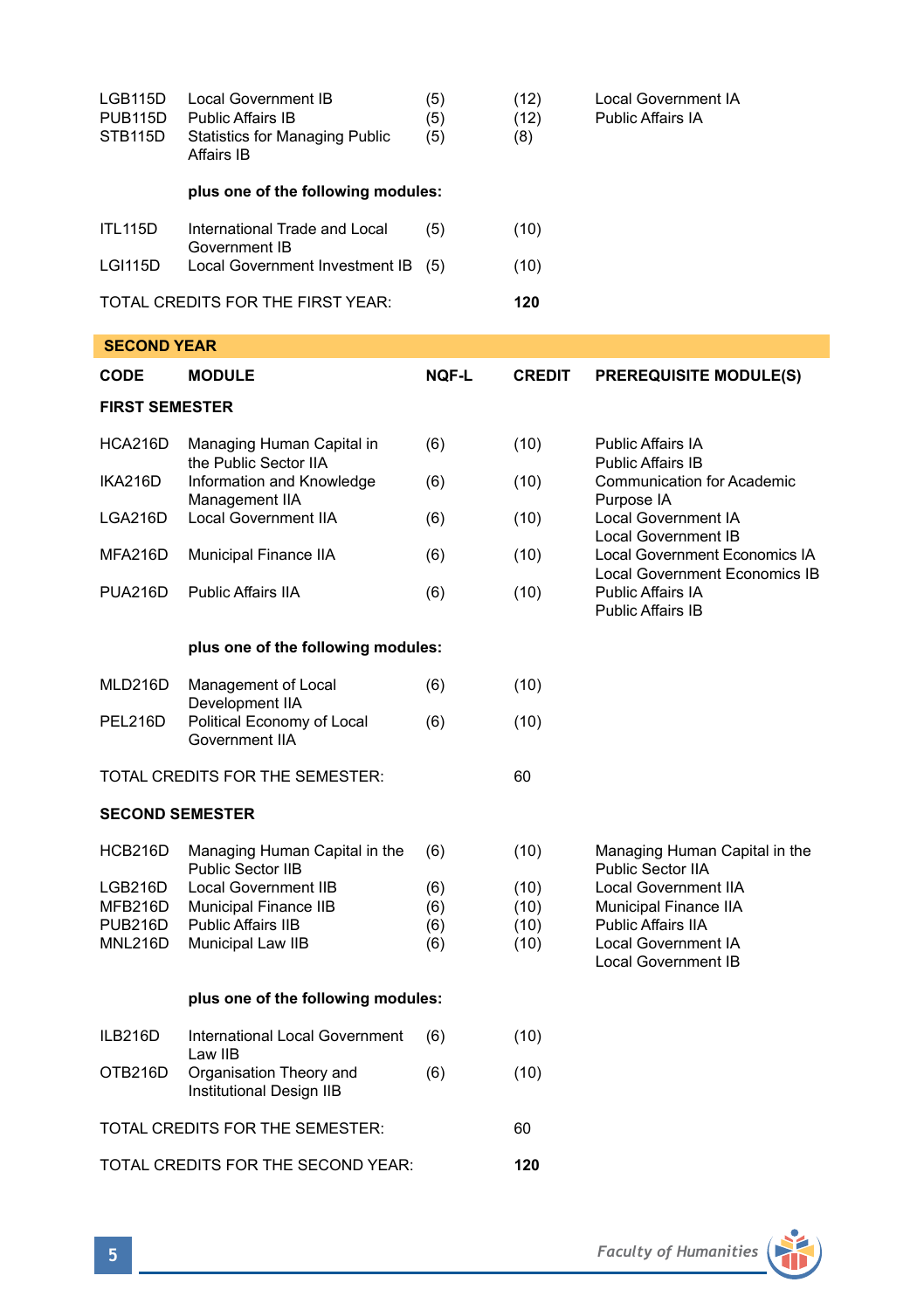| CODE | MODULE | NQF-L | CREDIT | PREREQUISITE MODULE(S) |
|---|---|---|---|---|
| LGB115D | Local Government IB | (5) | (12) | Local Government IA |
| PUB115D | Public Affairs IB | (5) | (12) | Public Affairs IA |
| STB115D | Statistics for Managing Public Affairs IB | (5) | (8) | |
| | **plus one of the following modules:** | | | |
| ITL115D | International Trade and Local Government IB | (5) | (10) | |
| LGI115D | Local Government Investment IB | (5) | (10) | |
| TOTAL CREDITS FOR THE FIRST YEAR: | | | **120** | |

## SECOND YEAR

| CODE | MODULE | NQF-L | CREDIT | PREREQUISITE MODULE(S) |
|---|---|---|---|---|
| **FIRST SEMESTER** | | | | |
| HCA216D | Managing Human Capital in the Public Sector IIA | (6) | (10) | Public Affairs IA<br>Public Affairs IB |
| IKA216D | Information and Knowledge Management IIA | (6) | (10) | Communication for Academic Purpose IA |
| LGA216D | Local Government IIA | (6) | (10) | Local Government IA<br>Local Government IB |
| MFA216D | Municipal Finance IIA | (6) | (10) | Local Government Economics IA<br>Local Government Economics IB |
| PUA216D | Public Affairs IIA | (6) | (10) | Public Affairs IA<br>Public Affairs IB |
| | **plus one of the following modules:** | | | |
| MLD216D | Management of Local Development IIA | (6) | (10) | |
| PEL216D | Political Economy of Local Government IIA | (6) | (10) | |
| TOTAL CREDITS FOR THE SEMESTER: | | | 60 | |
| **SECOND SEMESTER** | | | | |
| HCB216D | Managing Human Capital in the Public Sector IIB | (6) | (10) | Managing Human Capital in the Public Sector IIA |
| LGB216D | Local Government IIB | (6) | (10) | Local Government IIA |
| MFB216D | Municipal Finance IIB | (6) | (10) | Municipal Finance IIA |
| PUB216D | Public Affairs IIB | (6) | (10) | Public Affairs IIA |
| MNL216D | Municipal Law IIB | (6) | (10) | Local Government IA<br>Local Government IB |
| | **plus one of the following modules:** | | | |
| ILB216D | International Local Government Law IIB | (6) | (10) | |
| OTB216D | Organisation Theory and Institutional Design IIB | (6) | (10) | |
| TOTAL CREDITS FOR THE SEMESTER: | | | 60 | |
| TOTAL CREDITS FOR THE SECOND YEAR: | | | **120** | |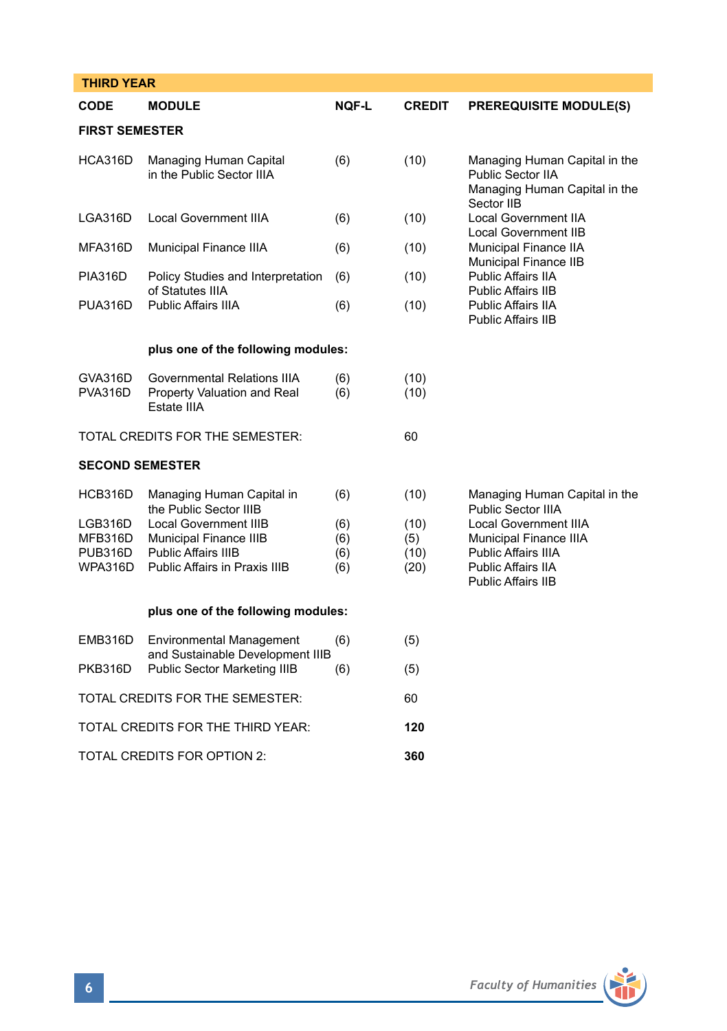## THIRD YEAR

| CODE | MODULE | NQF-L | CREDIT | PREREQUISITE MODULE(S) |
|---|---|---|---|---|
| **FIRST SEMESTER** | | | | |
| HCA316D | Managing Human Capital in the Public Sector IIIA | (6) | (10) | Managing Human Capital in the Public Sector IIA<br>Managing Human Capital in the Sector IIB |
| LGA316D | Local Government IIIA | (6) | (10) | Local Government IIA<br>Local Government IIB |
| MFA316D | Municipal Finance IIIA | (6) | (10) | Municipal Finance IIA<br>Municipal Finance IIB |
| PIA316D | Policy Studies and Interpretation of Statutes IIIA | (6) | (10) | Public Affairs IIA<br>Public Affairs IIB |
| PUA316D | Public Affairs IIIA | (6) | (10) | Public Affairs IIA<br>Public Affairs IIB |
| | **plus one of the following modules:** | | | |
| GVA316D | Governmental Relations IIIA | (6) | (10) | |
| PVA316D | Property Valuation and Real Estate IIIA | (6) | (10) | |
| TOTAL CREDITS FOR THE SEMESTER: | | | 60 | |
| **SECOND SEMESTER** | | | | |
| HCB316D | Managing Human Capital in the Public Sector IIIB | (6) | (10) | Managing Human Capital in the Public Sector IIIA |
| LGB316D | Local Government IIIB | (6) | (10) | Local Government IIIA |
| MFB316D | Municipal Finance IIIB | (6) | (5) | Municipal Finance IIIA |
| PUB316D | Public Affairs IIIB | (6) | (10) | Public Affairs IIIA |
| WPA316D | Public Affairs in Praxis IIIB | (6) | (20) | Public Affairs IIA<br>Public Affairs IIB |
| | **plus one of the following modules:** | | | |
| EMB316D | Environmental Management and Sustainable Development IIIB | (6) | (5) | |
| PKB316D | Public Sector Marketing IIIB | (6) | (5) | |
| TOTAL CREDITS FOR THE SEMESTER: | | | 60 | |
| TOTAL CREDITS FOR THE THIRD YEAR: | | | **120** | |
| TOTAL CREDITS FOR OPTION 2: | | | **360** | |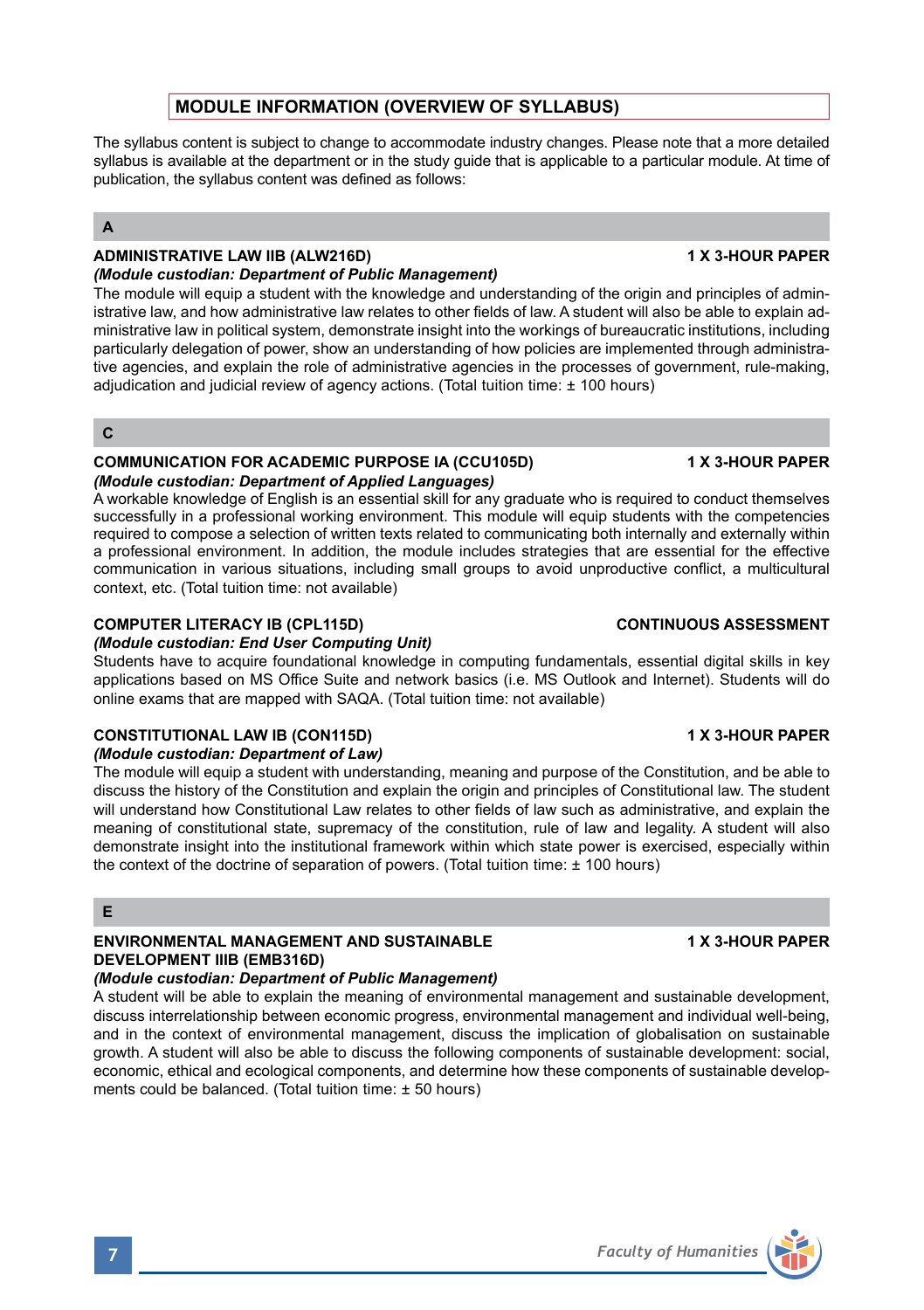## MODULE INFORMATION (OVERVIEW OF SYLLABUS)

The syllabus content is subject to change to accommodate industry changes. Please note that a more detailed syllabus is available at the department or in the study guide that is applicable to a particular module. At time of publication, the syllabus content was defined as follows:

### A

**ADMINISTRATIVE LAW IIB (ALW216D)** **1 X 3-HOUR PAPER**

***(Module custodian: Department of Public Management)***

The module will equip a student with the knowledge and understanding of the origin and principles of administrative law, and how administrative law relates to other fields of law. A student will also be able to explain administrative law in political system, demonstrate insight into the workings of bureaucratic institutions, including particularly delegation of power, show an understanding of how policies are implemented through administrative agencies, and explain the role of administrative agencies in the processes of government, rule-making, adjudication and judicial review of agency actions. (Total tuition time: ± 100 hours)

### C

**COMMUNICATION FOR ACADEMIC PURPOSE IA (CCU105D)** **1 X 3-HOUR PAPER**

***(Module custodian: Department of Applied Languages)***

A workable knowledge of English is an essential skill for any graduate who is required to conduct themselves successfully in a professional working environment. This module will equip students with the competencies required to compose a selection of written texts related to communicating both internally and externally within a professional environment. In addition, the module includes strategies that are essential for the effective communication in various situations, including small groups to avoid unproductive conflict, a multicultural context, etc. (Total tuition time: not available)

**COMPUTER LITERACY IB (CPL115D)** **CONTINUOUS ASSESSMENT**

***(Module custodian: End User Computing Unit)***

Students have to acquire foundational knowledge in computing fundamentals, essential digital skills in key applications based on MS Office Suite and network basics (i.e. MS Outlook and Internet). Students will do online exams that are mapped with SAQA. (Total tuition time: not available)

**CONSTITUTIONAL LAW IB (CON115D)** **1 X 3-HOUR PAPER**

***(Module custodian: Department of Law)***

The module will equip a student with understanding, meaning and purpose of the Constitution, and be able to discuss the history of the Constitution and explain the origin and principles of Constitutional law. The student will understand how Constitutional Law relates to other fields of law such as administrative, and explain the meaning of constitutional state, supremacy of the constitution, rule of law and legality. A student will also demonstrate insight into the institutional framework within which state power is exercised, especially within the context of the doctrine of separation of powers. (Total tuition time: ± 100 hours)

### E

**ENVIRONMENTAL MANAGEMENT AND SUSTAINABLE DEVELOPMENT IIIB (EMB316D)** **1 X 3-HOUR PAPER**

***(Module custodian: Department of Public Management)***

A student will be able to explain the meaning of environmental management and sustainable development, discuss interrelationship between economic progress, environmental management and individual well-being, and in the context of environmental management, discuss the implication of globalisation on sustainable growth. A student will also be able to discuss the following components of sustainable development: social, economic, ethical and ecological components, and determine how these components of sustainable developments could be balanced. (Total tuition time: ± 50 hours)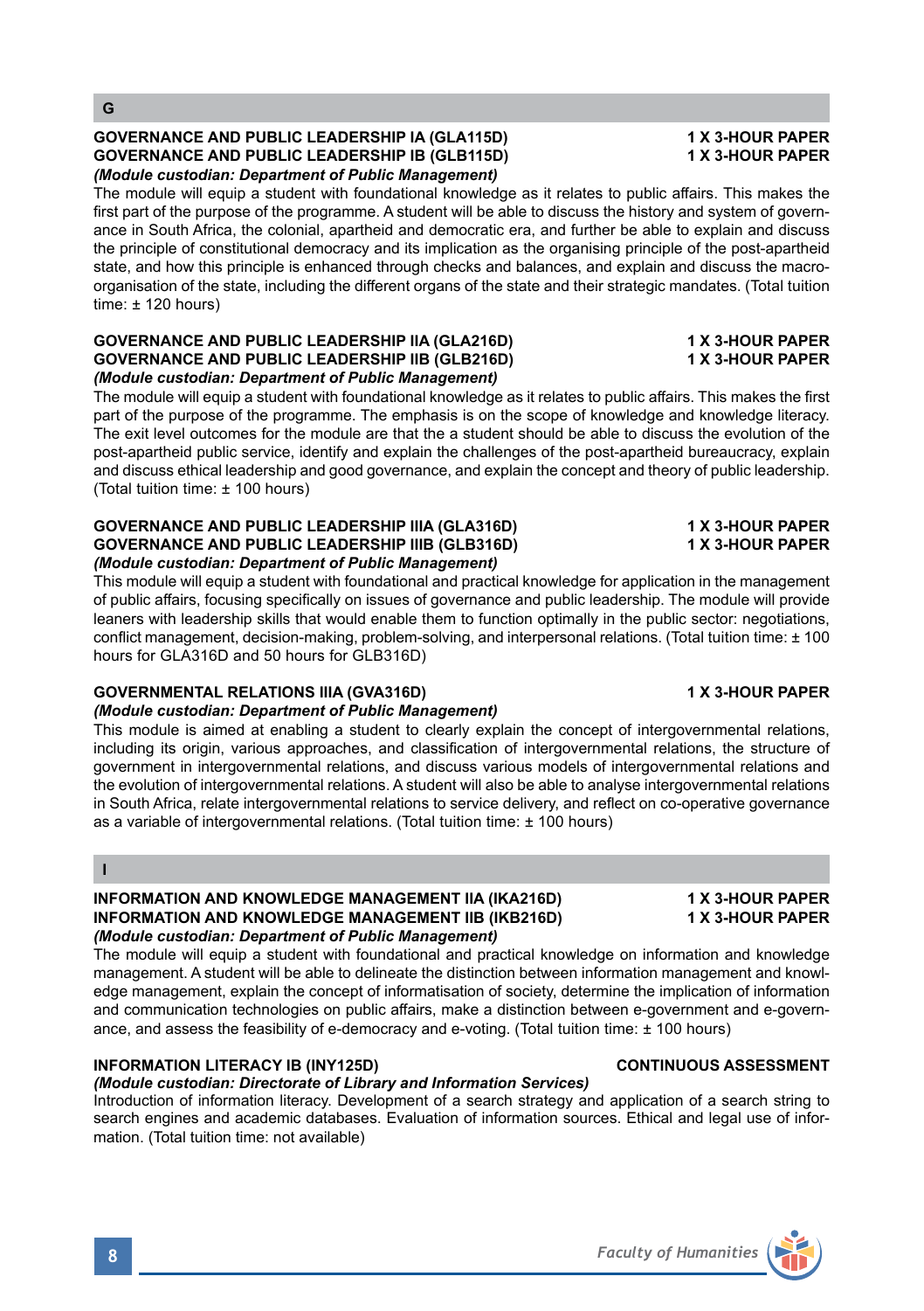## G

**GOVERNANCE AND PUBLIC LEADERSHIP IA (GLA115D) — 1 X 3-HOUR PAPER**
**GOVERNANCE AND PUBLIC LEADERSHIP IB (GLB115D) — 1 X 3-HOUR PAPER**
***(Module custodian: Department of Public Management)***
The module will equip a student with foundational knowledge as it relates to public affairs. This makes the first part of the purpose of the programme. A student will be able to discuss the history and system of governance in South Africa, the colonial, apartheid and democratic era, and further be able to explain and discuss the principle of constitutional democracy and its implication as the organising principle of the post-apartheid state, and how this principle is enhanced through checks and balances, and explain and discuss the macro-organisation of the state, including the different organs of the state and their strategic mandates. (Total tuition time: ± 120 hours)

**GOVERNANCE AND PUBLIC LEADERSHIP IIA (GLA216D) — 1 X 3-HOUR PAPER**
**GOVERNANCE AND PUBLIC LEADERSHIP IIB (GLB216D) — 1 X 3-HOUR PAPER**
***(Module custodian: Department of Public Management)***
The module will equip a student with foundational knowledge as it relates to public affairs. This makes the first part of the purpose of the programme. The emphasis is on the scope of knowledge and knowledge literacy. The exit level outcomes for the module are that the a student should be able to discuss the evolution of the post-apartheid public service, identify and explain the challenges of the post-apartheid bureaucracy, explain and discuss ethical leadership and good governance, and explain the concept and theory of public leadership. (Total tuition time: ± 100 hours)

**GOVERNANCE AND PUBLIC LEADERSHIP IIIA (GLA316D) — 1 X 3-HOUR PAPER**
**GOVERNANCE AND PUBLIC LEADERSHIP IIIB (GLB316D) — 1 X 3-HOUR PAPER**
***(Module custodian: Department of Public Management)***
This module will equip a student with foundational and practical knowledge for application in the management of public affairs, focusing specifically on issues of governance and public leadership. The module will provide leaners with leadership skills that would enable them to function optimally in the public sector: negotiations, conflict management, decision-making, problem-solving, and interpersonal relations. (Total tuition time: ± 100 hours for GLA316D and 50 hours for GLB316D)

**GOVERNMENTAL RELATIONS IIIA (GVA316D) — 1 X 3-HOUR PAPER**
***(Module custodian: Department of Public Management)***
This module is aimed at enabling a student to clearly explain the concept of intergovernmental relations, including its origin, various approaches, and classification of intergovernmental relations, the structure of government in intergovernmental relations, and discuss various models of intergovernmental relations and the evolution of intergovernmental relations. A student will also be able to analyse intergovernmental relations in South Africa, relate intergovernmental relations to service delivery, and reflect on co-operative governance as a variable of intergovernmental relations. (Total tuition time: ± 100 hours)

## I

**INFORMATION AND KNOWLEDGE MANAGEMENT IIA (IKA216D) — 1 X 3-HOUR PAPER**
**INFORMATION AND KNOWLEDGE MANAGEMENT IIB (IKB216D) — 1 X 3-HOUR PAPER**
***(Module custodian: Department of Public Management)***
The module will equip a student with foundational and practical knowledge on information and knowledge management. A student will be able to delineate the distinction between information management and knowledge management, explain the concept of informatisation of society, determine the implication of information and communication technologies on public affairs, make a distinction between e-government and e-governance, and assess the feasibility of e-democracy and e-voting. (Total tuition time: ± 100 hours)

**INFORMATION LITERACY IB (INY125D) — CONTINUOUS ASSESSMENT**
***(Module custodian: Directorate of Library and Information Services)***
Introduction of information literacy. Development of a search strategy and application of a search string to search engines and academic databases. Evaluation of information sources. Ethical and legal use of information. (Total tuition time: not available)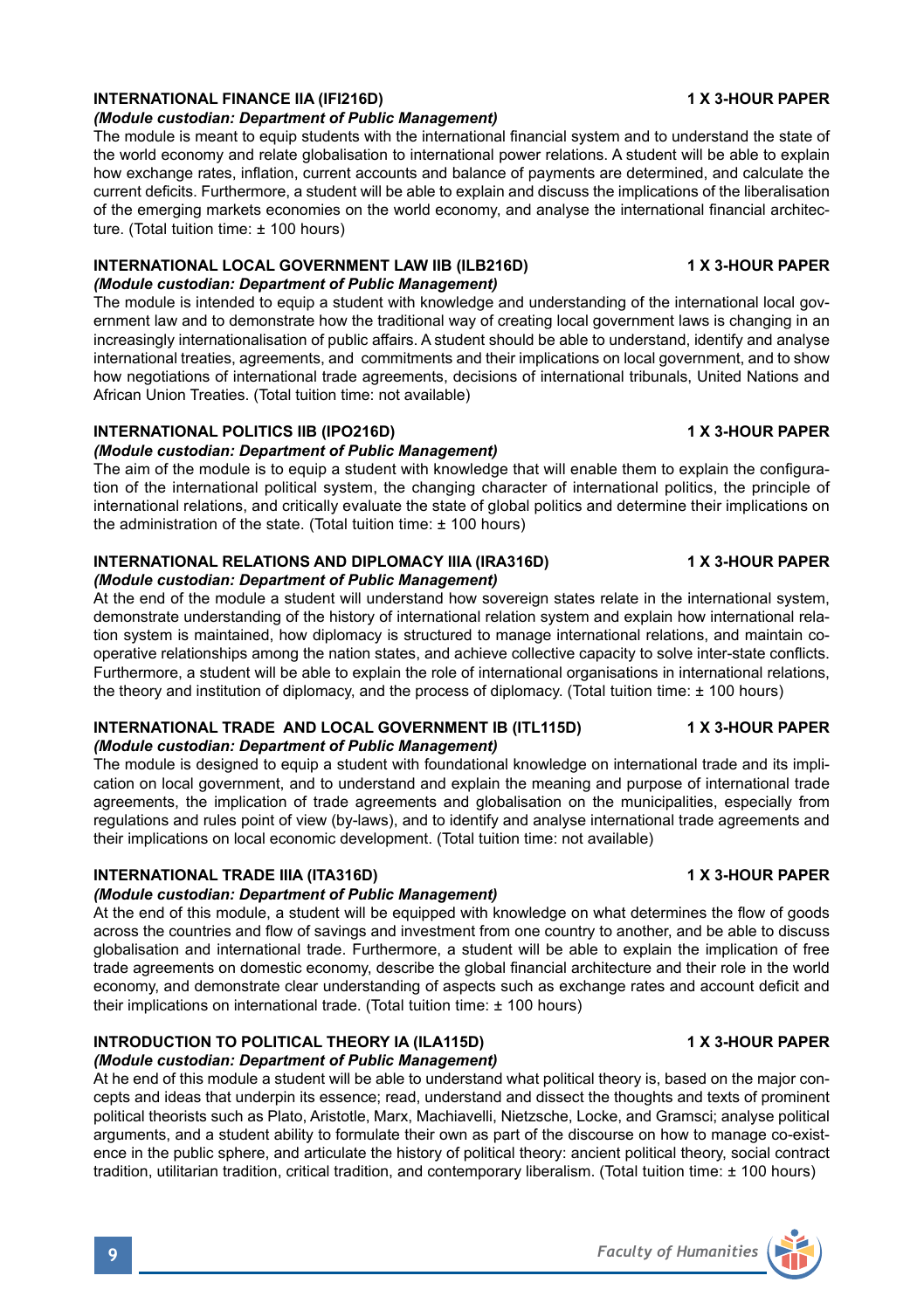**INTERNATIONAL FINANCE IIA (IFI216D) 1 X 3-HOUR PAPER**
***(Module custodian: Department of Public Management)***
The module is meant to equip students with the international financial system and to understand the state of the world economy and relate globalisation to international power relations. A student will be able to explain how exchange rates, inflation, current accounts and balance of payments are determined, and calculate the current deficits. Furthermore, a student will be able to explain and discuss the implications of the liberalisation of the emerging markets economies on the world economy, and analyse the international financial architecture. (Total tuition time: ± 100 hours)

**INTERNATIONAL LOCAL GOVERNMENT LAW IIB (ILB216D) 1 X 3-HOUR PAPER**
***(Module custodian: Department of Public Management)***
The module is intended to equip a student with knowledge and understanding of the international local government law and to demonstrate how the traditional way of creating local government laws is changing in an increasingly internationalisation of public affairs. A student should be able to understand, identify and analyse international treaties, agreements, and commitments and their implications on local government, and to show how negotiations of international trade agreements, decisions of international tribunals, United Nations and African Union Treaties. (Total tuition time: not available)

**INTERNATIONAL POLITICS IIB (IPO216D) 1 X 3-HOUR PAPER**
***(Module custodian: Department of Public Management)***
The aim of the module is to equip a student with knowledge that will enable them to explain the configuration of the international political system, the changing character of international politics, the principle of international relations, and critically evaluate the state of global politics and determine their implications on the administration of the state. (Total tuition time: ± 100 hours)

**INTERNATIONAL RELATIONS AND DIPLOMACY IIIA (IRA316D) 1 X 3-HOUR PAPER**
***(Module custodian: Department of Public Management)***
At the end of the module a student will understand how sovereign states relate in the international system, demonstrate understanding of the history of international relation system and explain how international relation system is maintained, how diplomacy is structured to manage international relations, and maintain co-operative relationships among the nation states, and achieve collective capacity to solve inter-state conflicts. Furthermore, a student will be able to explain the role of international organisations in international relations, the theory and institution of diplomacy, and the process of diplomacy. (Total tuition time: ± 100 hours)

**INTERNATIONAL TRADE AND LOCAL GOVERNMENT IB (ITL115D) 1 X 3-HOUR PAPER**
***(Module custodian: Department of Public Management)***
The module is designed to equip a student with foundational knowledge on international trade and its implication on local government, and to understand and explain the meaning and purpose of international trade agreements, the implication of trade agreements and globalisation on the municipalities, especially from regulations and rules point of view (by-laws), and to identify and analyse international trade agreements and their implications on local economic development. (Total tuition time: not available)

**INTERNATIONAL TRADE IIIA (ITA316D) 1 X 3-HOUR PAPER**
***(Module custodian: Department of Public Management)***
At the end of this module, a student will be equipped with knowledge on what determines the flow of goods across the countries and flow of savings and investment from one country to another, and be able to discuss globalisation and international trade. Furthermore, a student will be able to explain the implication of free trade agreements on domestic economy, describe the global financial architecture and their role in the world economy, and demonstrate clear understanding of aspects such as exchange rates and account deficit and their implications on international trade. (Total tuition time: ± 100 hours)

**INTRODUCTION TO POLITICAL THEORY IA (ILA115D) 1 X 3-HOUR PAPER**
***(Module custodian: Department of Public Management)***
At he end of this module a student will be able to understand what political theory is, based on the major concepts and ideas that underpin its essence; read, understand and dissect the thoughts and texts of prominent political theorists such as Plato, Aristotle, Marx, Machiavelli, Nietzsche, Locke, and Gramsci; analyse political arguments, and a student ability to formulate their own as part of the discourse on how to manage co-existence in the public sphere, and articulate the history of political theory: ancient political theory, social contract tradition, utilitarian tradition, critical tradition, and contemporary liberalism. (Total tuition time: ± 100 hours)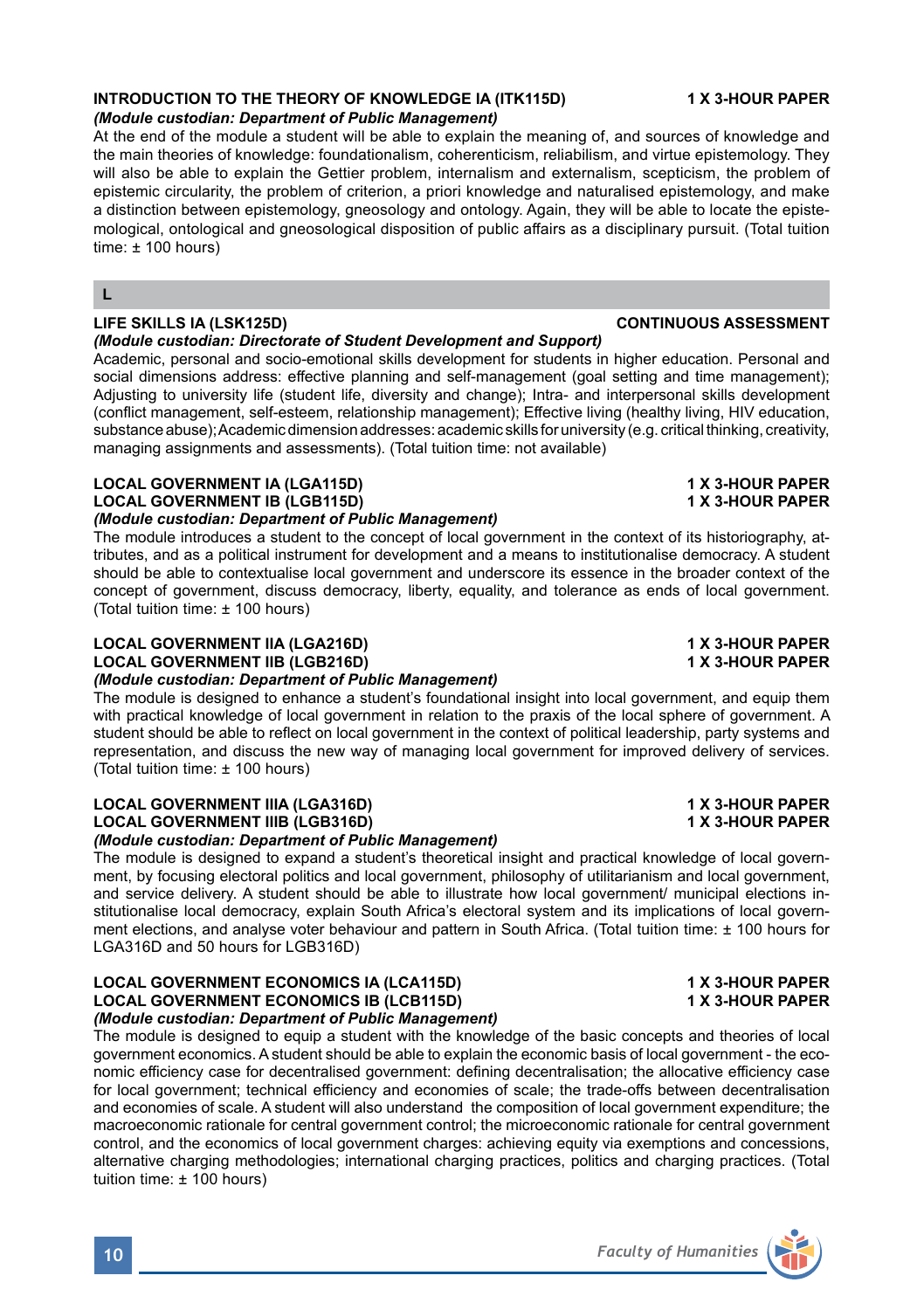**INTRODUCTION TO THE THEORY OF KNOWLEDGE IA (ITK115D)** **1 X 3-HOUR PAPER**
***(Module custodian: Department of Public Management)***
At the end of the module a student will be able to explain the meaning of, and sources of knowledge and the main theories of knowledge: foundationalism, coherenticism, reliabilism, and virtue epistemology. They will also be able to explain the Gettier problem, internalism and externalism, scepticism, the problem of epistemic circularity, the problem of criterion, a priori knowledge and naturalised epistemology, and make a distinction between epistemology, gneosology and ontology. Again, they will be able to locate the epistemological, ontological and gneosological disposition of public affairs as a disciplinary pursuit. (Total tuition time: ± 100 hours)

## L

**LIFE SKILLS IA (LSK125D)** **CONTINUOUS ASSESSMENT**
***(Module custodian: Directorate of Student Development and Support)***
Academic, personal and socio-emotional skills development for students in higher education. Personal and social dimensions address: effective planning and self-management (goal setting and time management); Adjusting to university life (student life, diversity and change); Intra- and interpersonal skills development (conflict management, self-esteem, relationship management); Effective living (healthy living, HIV education, substance abuse); Academic dimension addresses: academic skills for university (e.g. critical thinking, creativity, managing assignments and assessments). (Total tuition time: not available)

**LOCAL GOVERNMENT IA (LGA115D)** **1 X 3-HOUR PAPER**
**LOCAL GOVERNMENT IB (LGB115D)** **1 X 3-HOUR PAPER**
***(Module custodian: Department of Public Management)***
The module introduces a student to the concept of local government in the context of its historiography, attributes, and as a political instrument for development and a means to institutionalise democracy. A student should be able to contextualise local government and underscore its essence in the broader context of the concept of government, discuss democracy, liberty, equality, and tolerance as ends of local government. (Total tuition time: ± 100 hours)

**LOCAL GOVERNMENT IIA (LGA216D)** **1 X 3-HOUR PAPER**
**LOCAL GOVERNMENT IIB (LGB216D)** **1 X 3-HOUR PAPER**
***(Module custodian: Department of Public Management)***
The module is designed to enhance a student's foundational insight into local government, and equip them with practical knowledge of local government in relation to the praxis of the local sphere of government. A student should be able to reflect on local government in the context of political leadership, party systems and representation, and discuss the new way of managing local government for improved delivery of services. (Total tuition time: ± 100 hours)

**LOCAL GOVERNMENT IIIA (LGA316D)** **1 X 3-HOUR PAPER**
**LOCAL GOVERNMENT IIIB (LGB316D)** **1 X 3-HOUR PAPER**
***(Module custodian: Department of Public Management)***
The module is designed to expand a student's theoretical insight and practical knowledge of local government, by focusing electoral politics and local government, philosophy of utilitarianism and local government, and service delivery. A student should be able to illustrate how local government/ municipal elections institutionalise local democracy, explain South Africa's electoral system and its implications of local government elections, and analyse voter behaviour and pattern in South Africa. (Total tuition time: ± 100 hours for LGA316D and 50 hours for LGB316D)

**LOCAL GOVERNMENT ECONOMICS IA (LCA115D)** **1 X 3-HOUR PAPER**
**LOCAL GOVERNMENT ECONOMICS IB (LCB115D)** **1 X 3-HOUR PAPER**
***(Module custodian: Department of Public Management)***
The module is designed to equip a student with the knowledge of the basic concepts and theories of local government economics. A student should be able to explain the economic basis of local government - the economic efficiency case for decentralised government: defining decentralisation; the allocative efficiency case for local government; technical efficiency and economies of scale; the trade-offs between decentralisation and economies of scale. A student will also understand the composition of local government expenditure; the macroeconomic rationale for central government control; the microeconomic rationale for central government control, and the economics of local government charges: achieving equity via exemptions and concessions, alternative charging methodologies; international charging practices, politics and charging practices. (Total tuition time: ± 100 hours)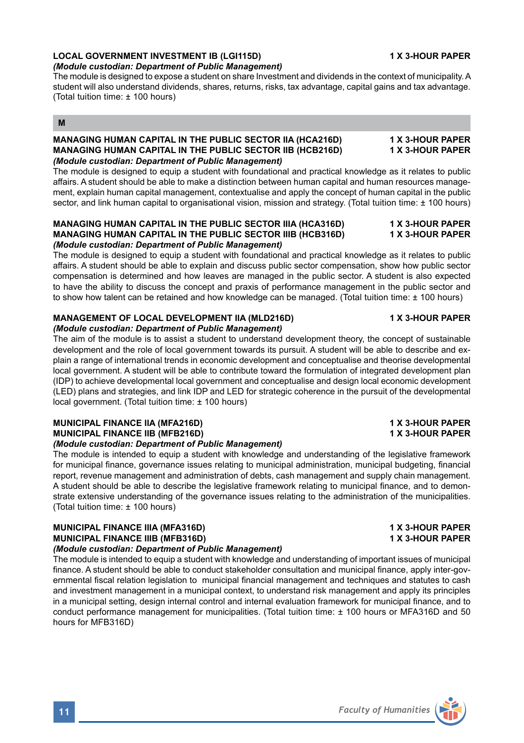**LOCAL GOVERNMENT INVESTMENT IB (LGI115D)** **1 X 3-HOUR PAPER**
*(Module custodian: Department of Public Management)*
The module is designed to expose a student on share Investment and dividends in the context of municipality. A student will also understand dividends, shares, returns, risks, tax advantage, capital gains and tax advantage. (Total tuition time: ± 100 hours)

## M

**MANAGING HUMAN CAPITAL IN THE PUBLIC SECTOR IIA (HCA216D)** **1 X 3-HOUR PAPER**
**MANAGING HUMAN CAPITAL IN THE PUBLIC SECTOR IIB (HCB216D)** **1 X 3-HOUR PAPER**
*(Module custodian: Department of Public Management)*
The module is designed to equip a student with foundational and practical knowledge as it relates to public affairs. A student should be able to make a distinction between human capital and human resources management, explain human capital management, contextualise and apply the concept of human capital in the public sector, and link human capital to organisational vision, mission and strategy. (Total tuition time: ± 100 hours)

**MANAGING HUMAN CAPITAL IN THE PUBLIC SECTOR IIIA (HCA316D)** **1 X 3-HOUR PAPER**
**MANAGING HUMAN CAPITAL IN THE PUBLIC SECTOR IIIB (HCB316D)** **1 X 3-HOUR PAPER**
*(Module custodian: Department of Public Management)*
The module is designed to equip a student with foundational and practical knowledge as it relates to public affairs. A student should be able to explain and discuss public sector compensation, show how public sector compensation is determined and how leaves are managed in the public sector. A student is also expected to have the ability to discuss the concept and praxis of performance management in the public sector and to show how talent can be retained and how knowledge can be managed. (Total tuition time: ± 100 hours)

**MANAGEMENT OF LOCAL DEVELOPMENT IIA (MLD216D)** **1 X 3-HOUR PAPER**
*(Module custodian: Department of Public Management)*
The aim of the module is to assist a student to understand development theory, the concept of sustainable development and the role of local government towards its pursuit. A student will be able to describe and explain a range of international trends in economic development and conceptualise and theorise developmental local government. A student will be able to contribute toward the formulation of integrated development plan (IDP) to achieve developmental local government and conceptualise and design local economic development (LED) plans and strategies, and link IDP and LED for strategic coherence in the pursuit of the developmental local government. (Total tuition time: ± 100 hours)

**MUNICIPAL FINANCE IIA (MFA216D)** **1 X 3-HOUR PAPER**
**MUNICIPAL FINANCE IIB (MFB216D)** **1 X 3-HOUR PAPER**
*(Module custodian: Department of Public Management)*
The module is intended to equip a student with knowledge and understanding of the legislative framework for municipal finance, governance issues relating to municipal administration, municipal budgeting, financial report, revenue management and administration of debts, cash management and supply chain management. A student should be able to describe the legislative framework relating to municipal finance, and to demonstrate extensive understanding of the governance issues relating to the administration of the municipalities. (Total tuition time: ± 100 hours)

**MUNICIPAL FINANCE IIIA (MFA316D)** **1 X 3-HOUR PAPER**
**MUNICIPAL FINANCE IIIB (MFB316D)** **1 X 3-HOUR PAPER**
*(Module custodian: Department of Public Management)*
The module is intended to equip a student with knowledge and understanding of important issues of municipal finance. A student should be able to conduct stakeholder consultation and municipal finance, apply inter-governmental fiscal relation legislation to municipal financial management and techniques and statutes to cash and investment management in a municipal context, to understand risk management and apply its principles in a municipal setting, design internal control and internal evaluation framework for municipal finance, and to conduct performance management for municipalities. (Total tuition time: ± 100 hours or MFA316D and 50 hours for MFB316D)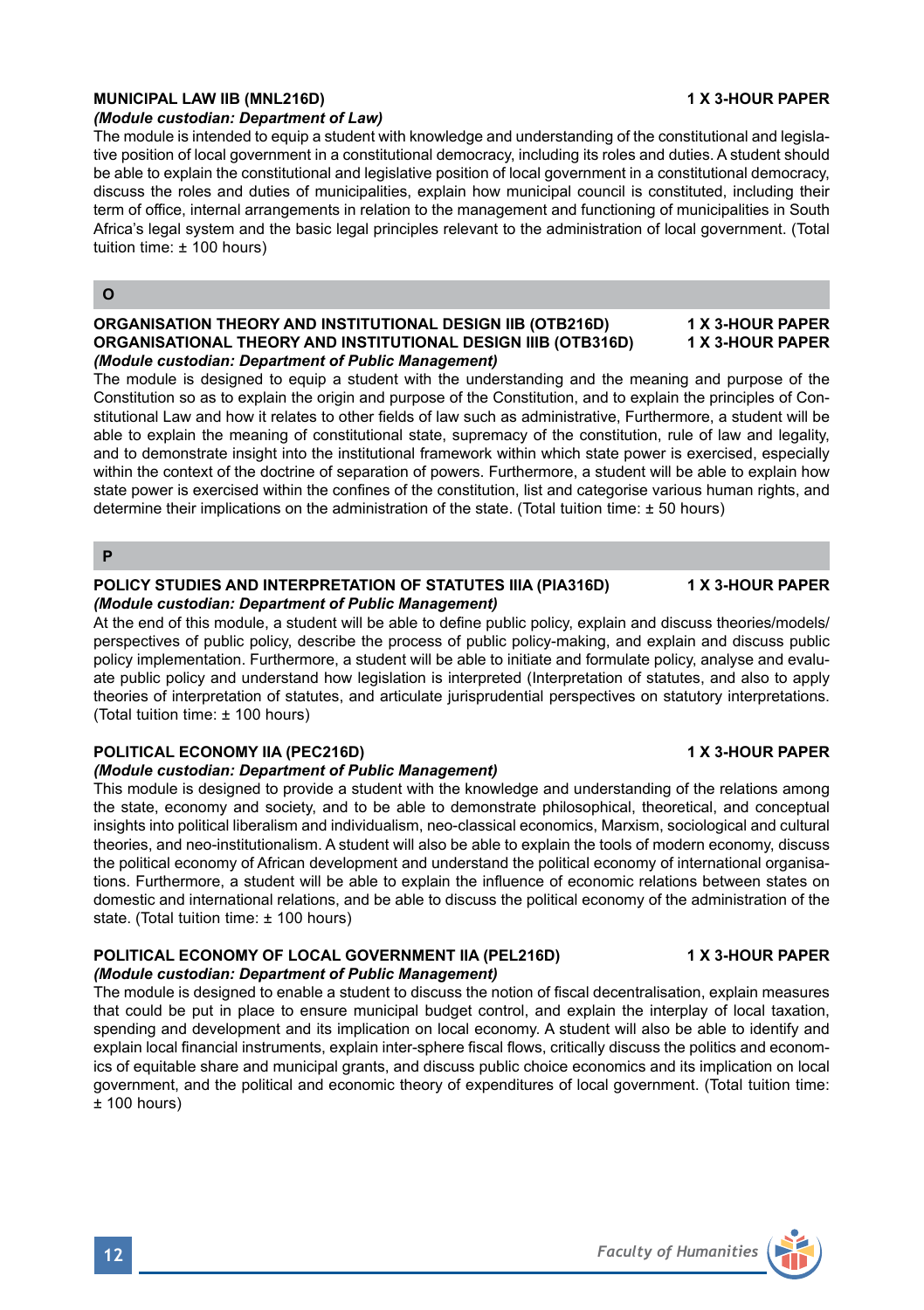**MUNICIPAL LAW IIB (MNL216D)** **1 X 3-HOUR PAPER**
***(Module custodian: Department of Law)***
The module is intended to equip a student with knowledge and understanding of the constitutional and legislative position of local government in a constitutional democracy, including its roles and duties. A student should be able to explain the constitutional and legislative position of local government in a constitutional democracy, discuss the roles and duties of municipalities, explain how municipal council is constituted, including their term of office, internal arrangements in relation to the management and functioning of municipalities in South Africa's legal system and the basic legal principles relevant to the administration of local government. (Total tuition time: ± 100 hours)

## O

**ORGANISATION THEORY AND INSTITUTIONAL DESIGN IIB (OTB216D)** **1 X 3-HOUR PAPER**
**ORGANISATIONAL THEORY AND INSTITUTIONAL DESIGN IIIB (OTB316D)** **1 X 3-HOUR PAPER**
***(Module custodian: Department of Public Management)***
The module is designed to equip a student with the understanding and the meaning and purpose of the Constitution so as to explain the origin and purpose of the Constitution, and to explain the principles of Constitutional Law and how it relates to other fields of law such as administrative, Furthermore, a student will be able to explain the meaning of constitutional state, supremacy of the constitution, rule of law and legality, and to demonstrate insight into the institutional framework within which state power is exercised, especially within the context of the doctrine of separation of powers. Furthermore, a student will be able to explain how state power is exercised within the confines of the constitution, list and categorise various human rights, and determine their implications on the administration of the state. (Total tuition time: ± 50 hours)

## P

**POLICY STUDIES AND INTERPRETATION OF STATUTES IIIA (PIA316D)** **1 X 3-HOUR PAPER**
***(Module custodian: Department of Public Management)***
At the end of this module, a student will be able to define public policy, explain and discuss theories/models/perspectives of public policy, describe the process of public policy-making, and explain and discuss public policy implementation. Furthermore, a student will be able to initiate and formulate policy, analyse and evaluate public policy and understand how legislation is interpreted (Interpretation of statutes, and also to apply theories of interpretation of statutes, and articulate jurisprudential perspectives on statutory interpretations. (Total tuition time: ± 100 hours)

**POLITICAL ECONOMY IIA (PEC216D)** **1 X 3-HOUR PAPER**
***(Module custodian: Department of Public Management)***
This module is designed to provide a student with the knowledge and understanding of the relations among the state, economy and society, and to be able to demonstrate philosophical, theoretical, and conceptual insights into political liberalism and individualism, neo-classical economics, Marxism, sociological and cultural theories, and neo-institutionalism. A student will also be able to explain the tools of modern economy, discuss the political economy of African development and understand the political economy of international organisations. Furthermore, a student will be able to explain the influence of economic relations between states on domestic and international relations, and be able to discuss the political economy of the administration of the state. (Total tuition time: ± 100 hours)

**POLITICAL ECONOMY OF LOCAL GOVERNMENT IIA (PEL216D)** **1 X 3-HOUR PAPER**
***(Module custodian: Department of Public Management)***
The module is designed to enable a student to discuss the notion of fiscal decentralisation, explain measures that could be put in place to ensure municipal budget control, and explain the interplay of local taxation, spending and development and its implication on local economy. A student will also be able to identify and explain local financial instruments, explain inter-sphere fiscal flows, critically discuss the politics and economics of equitable share and municipal grants, and discuss public choice economics and its implication on local government, and the political and economic theory of expenditures of local government. (Total tuition time: ± 100 hours)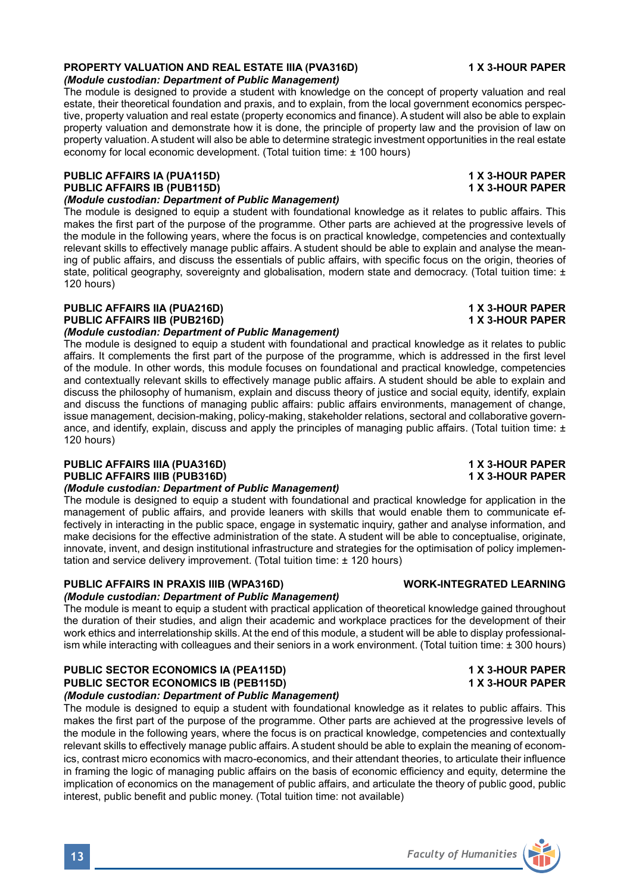**PROPERTY VALUATION AND REAL ESTATE IIIA (PVA316D) 1 X 3-HOUR PAPER**
***(Module custodian: Department of Public Management)***

The module is designed to provide a student with knowledge on the concept of property valuation and real estate, their theoretical foundation and praxis, and to explain, from the local government economics perspective, property valuation and real estate (property economics and finance). A student will also be able to explain property valuation and demonstrate how it is done, the principle of property law and the provision of law on property valuation. A student will also be able to determine strategic investment opportunities in the real estate economy for local economic development. (Total tuition time: ± 100 hours)

**PUBLIC AFFAIRS IA (PUA115D) 1 X 3-HOUR PAPER**
**PUBLIC AFFAIRS IB (PUB115D) 1 X 3-HOUR PAPER**
***(Module custodian: Department of Public Management)***

The module is designed to equip a student with foundational knowledge as it relates to public affairs. This makes the first part of the purpose of the programme. Other parts are achieved at the progressive levels of the module in the following years, where the focus is on practical knowledge, competencies and contextually relevant skills to effectively manage public affairs. A student should be able to explain and analyse the meaning of public affairs, and discuss the essentials of public affairs, with specific focus on the origin, theories of state, political geography, sovereignty and globalisation, modern state and democracy. (Total tuition time: ± 120 hours)

**PUBLIC AFFAIRS IIA (PUA216D) 1 X 3-HOUR PAPER**
**PUBLIC AFFAIRS IIB (PUB216D) 1 X 3-HOUR PAPER**
***(Module custodian: Department of Public Management)***

The module is designed to equip a student with foundational and practical knowledge as it relates to public affairs. It complements the first part of the purpose of the programme, which is addressed in the first level of the module. In other words, this module focuses on foundational and practical knowledge, competencies and contextually relevant skills to effectively manage public affairs. A student should be able to explain and discuss the philosophy of humanism, explain and discuss theory of justice and social equity, identify, explain and discuss the functions of managing public affairs: public affairs environments, management of change, issue management, decision-making, policy-making, stakeholder relations, sectoral and collaborative governance, and identify, explain, discuss and apply the principles of managing public affairs. (Total tuition time: ± 120 hours)

**PUBLIC AFFAIRS IIIA (PUA316D) 1 X 3-HOUR PAPER**
**PUBLIC AFFAIRS IIIB (PUB316D) 1 X 3-HOUR PAPER**
***(Module custodian: Department of Public Management)***

The module is designed to equip a student with foundational and practical knowledge for application in the management of public affairs, and provide leaners with skills that would enable them to communicate effectively in interacting in the public space, engage in systematic inquiry, gather and analyse information, and make decisions for the effective administration of the state. A student will be able to conceptualise, originate, innovate, invent, and design institutional infrastructure and strategies for the optimisation of policy implementation and service delivery improvement. (Total tuition time: ± 120 hours)

**PUBLIC AFFAIRS IN PRAXIS IIIB (WPA316D) WORK-INTEGRATED LEARNING**
***(Module custodian: Department of Public Management)***

The module is meant to equip a student with practical application of theoretical knowledge gained throughout the duration of their studies, and align their academic and workplace practices for the development of their work ethics and interrelationship skills. At the end of this module, a student will be able to display professionalism while interacting with colleagues and their seniors in a work environment. (Total tuition time: ± 300 hours)

**PUBLIC SECTOR ECONOMICS IA (PEA115D) 1 X 3-HOUR PAPER**
**PUBLIC SECTOR ECONOMICS IB (PEB115D) 1 X 3-HOUR PAPER**
***(Module custodian: Department of Public Management)***

The module is designed to equip a student with foundational knowledge as it relates to public affairs. This makes the first part of the purpose of the programme. Other parts are achieved at the progressive levels of the module in the following years, where the focus is on practical knowledge, competencies and contextually relevant skills to effectively manage public affairs. A student should be able to explain the meaning of economics, contrast micro economics with macro-economics, and their attendant theories, to articulate their influence in framing the logic of managing public affairs on the basis of economic efficiency and equity, determine the implication of economics on the management of public affairs, and articulate the theory of public good, public interest, public benefit and public money. (Total tuition time: not available)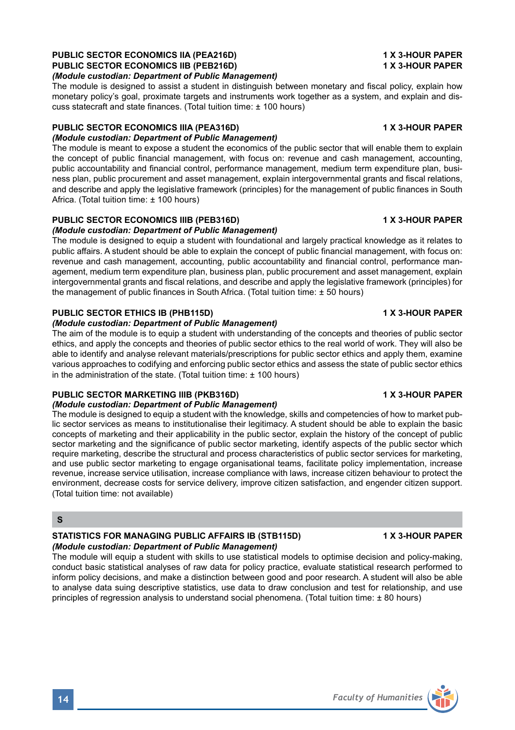**PUBLIC SECTOR ECONOMICS IIA (PEA216D) 1 X 3-HOUR PAPER**
**PUBLIC SECTOR ECONOMICS IIB (PEB216D) 1 X 3-HOUR PAPER**
***(Module custodian: Department of Public Management)***
The module is designed to assist a student in distinguish between monetary and fiscal policy, explain how monetary policy's goal, proximate targets and instruments work together as a system, and explain and discuss statecraft and state finances. (Total tuition time: ± 100 hours)

**PUBLIC SECTOR ECONOMICS IIIA (PEA316D) 1 X 3-HOUR PAPER**
***(Module custodian: Department of Public Management)***
The module is meant to expose a student the economics of the public sector that will enable them to explain the concept of public financial management, with focus on: revenue and cash management, accounting, public accountability and financial control, performance management, medium term expenditure plan, business plan, public procurement and asset management, explain intergovernmental grants and fiscal relations, and describe and apply the legislative framework (principles) for the management of public finances in South Africa. (Total tuition time: ± 100 hours)

**PUBLIC SECTOR ECONOMICS IIIB (PEB316D) 1 X 3-HOUR PAPER**
***(Module custodian: Department of Public Management)***
The module is designed to equip a student with foundational and largely practical knowledge as it relates to public affairs. A student should be able to explain the concept of public financial management, with focus on: revenue and cash management, accounting, public accountability and financial control, performance management, medium term expenditure plan, business plan, public procurement and asset management, explain intergovernmental grants and fiscal relations, and describe and apply the legislative framework (principles) for the management of public finances in South Africa. (Total tuition time: ± 50 hours)

**PUBLIC SECTOR ETHICS IB (PHB115D) 1 X 3-HOUR PAPER**
***(Module custodian: Department of Public Management)***
The aim of the module is to equip a student with understanding of the concepts and theories of public sector ethics, and apply the concepts and theories of public sector ethics to the real world of work. They will also be able to identify and analyse relevant materials/prescriptions for public sector ethics and apply them, examine various approaches to codifying and enforcing public sector ethics and assess the state of public sector ethics in the administration of the state. (Total tuition time: ± 100 hours)

**PUBLIC SECTOR MARKETING IIIB (PKB316D) 1 X 3-HOUR PAPER**
***(Module custodian: Department of Public Management)***
The module is designed to equip a student with the knowledge, skills and competencies of how to market public sector services as means to institutionalise their legitimacy. A student should be able to explain the basic concepts of marketing and their applicability in the public sector, explain the history of the concept of public sector marketing and the significance of public sector marketing, identify aspects of the public sector which require marketing, describe the structural and process characteristics of public sector services for marketing, and use public sector marketing to engage organisational teams, facilitate policy implementation, increase revenue, increase service utilisation, increase compliance with laws, increase citizen behaviour to protect the environment, decrease costs for service delivery, improve citizen satisfaction, and engender citizen support. (Total tuition time: not available)

## S

**STATISTICS FOR MANAGING PUBLIC AFFAIRS IB (STB115D) 1 X 3-HOUR PAPER**
***(Module custodian: Department of Public Management)***
The module will equip a student with skills to use statistical models to optimise decision and policy-making, conduct basic statistical analyses of raw data for policy practice, evaluate statistical research performed to inform policy decisions, and make a distinction between good and poor research. A student will also be able to analyse data suing descriptive statistics, use data to draw conclusion and test for relationship, and use principles of regression analysis to understand social phenomena. (Total tuition time: ± 80 hours)